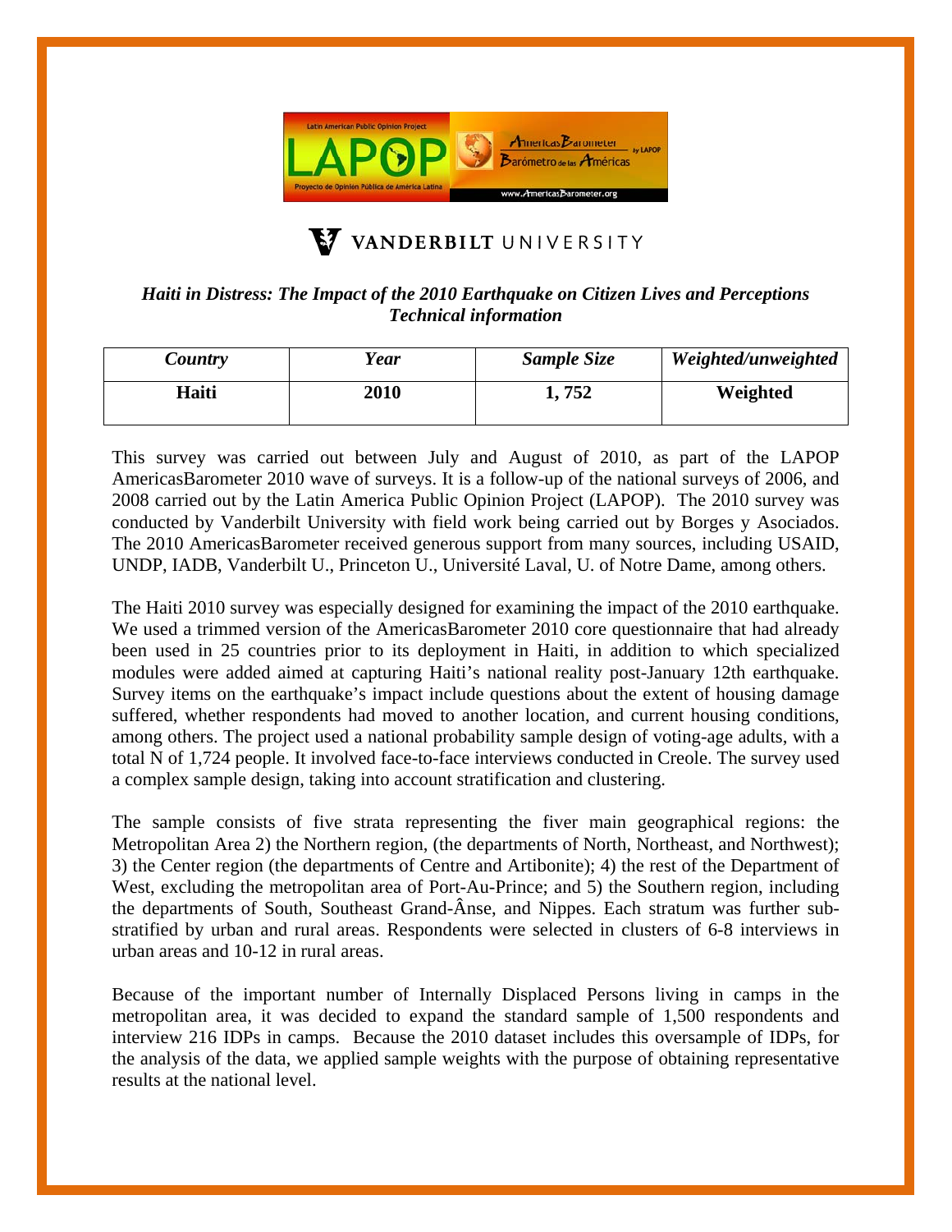LAPOP — Latin American Public Opinion Project / Proyecto de Opinión Pública de América Latina

AmericasBarometer by LAPOP / Barómetro de las Américas

www.AmericasBarometer.org

VANDERBILT UNIVERSITY

***Haiti in Distress: The Impact of the 2010 Earthquake on Citizen Lives and Perceptions***
***Technical information***

| *Country* | *Year* | *Sample Size* | *Weighted/unweighted* |
|---|---|---|---|
| **Haiti** | **2010** | **1, 752** | **Weighted** |

This survey was carried out between July and August of 2010, as part of the LAPOP AmericasBarometer 2010 wave of surveys. It is a follow-up of the national surveys of 2006, and 2008 carried out by the Latin America Public Opinion Project (LAPOP). The 2010 survey was conducted by Vanderbilt University with field work being carried out by Borges y Asociados. The 2010 AmericasBarometer received generous support from many sources, including USAID, UNDP, IADB, Vanderbilt U., Princeton U., Université Laval, U. of Notre Dame, among others.

The Haiti 2010 survey was especially designed for examining the impact of the 2010 earthquake. We used a trimmed version of the AmericasBarometer 2010 core questionnaire that had already been used in 25 countries prior to its deployment in Haiti, in addition to which specialized modules were added aimed at capturing Haiti's national reality post-January 12th earthquake. Survey items on the earthquake's impact include questions about the extent of housing damage suffered, whether respondents had moved to another location, and current housing conditions, among others. The project used a national probability sample design of voting-age adults, with a total N of 1,724 people. It involved face-to-face interviews conducted in Creole. The survey used a complex sample design, taking into account stratification and clustering.

The sample consists of five strata representing the fiver main geographical regions: the Metropolitan Area 2) the Northern region, (the departments of North, Northeast, and Northwest); 3) the Center region (the departments of Centre and Artibonite); 4) the rest of the Department of West, excluding the metropolitan area of Port-Au-Prince; and 5) the Southern region, including the departments of South, Southeast Grand-Ânse, and Nippes. Each stratum was further sub-stratified by urban and rural areas. Respondents were selected in clusters of 6-8 interviews in urban areas and 10-12 in rural areas.

Because of the important number of Internally Displaced Persons living in camps in the metropolitan area, it was decided to expand the standard sample of 1,500 respondents and interview 216 IDPs in camps. Because the 2010 dataset includes this oversample of IDPs, for the analysis of the data, we applied sample weights with the purpose of obtaining representative results at the national level.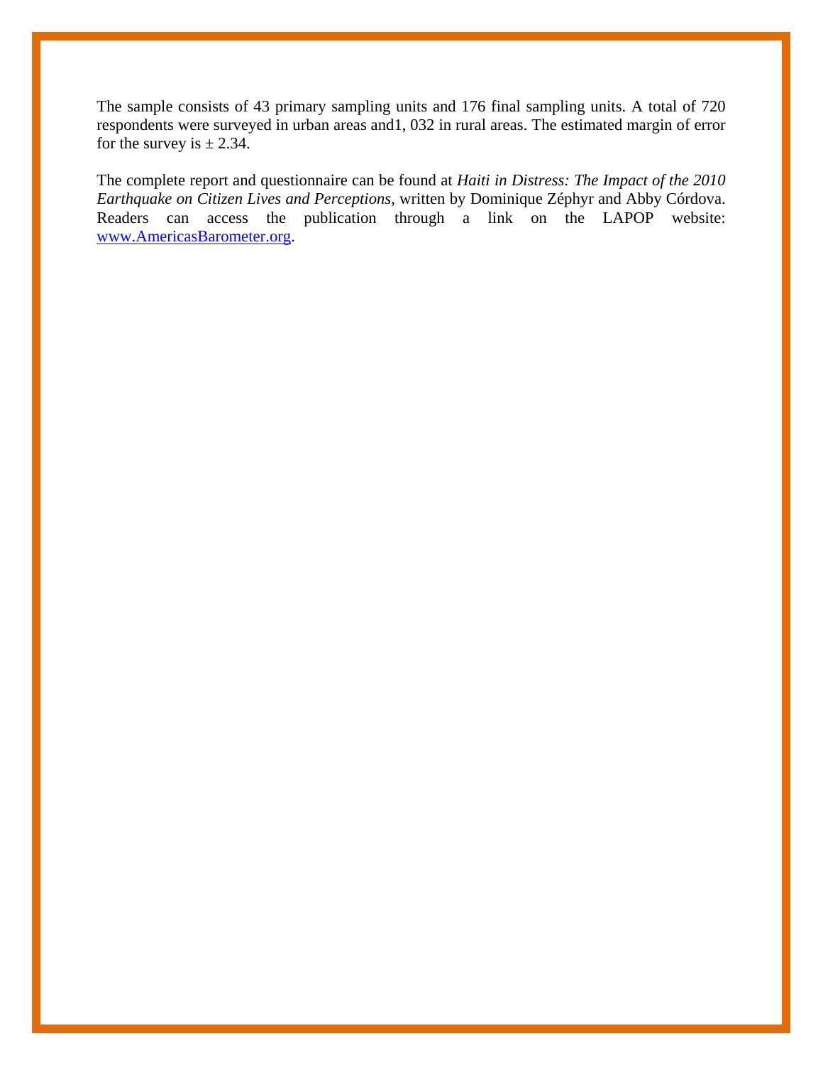The sample consists of 43 primary sampling units and 176 final sampling units. A total of 720 respondents were surveyed in urban areas and1, 032 in rural areas. The estimated margin of error for the survey is ± 2.34.

The complete report and questionnaire can be found at *Haiti in Distress: The Impact of the 2010 Earthquake on Citizen Lives and Perceptions*, written by Dominique Zéphyr and Abby Córdova. Readers can access the publication through a link on the LAPOP website: [www.AmericasBarometer.org](http://www.AmericasBarometer.org).